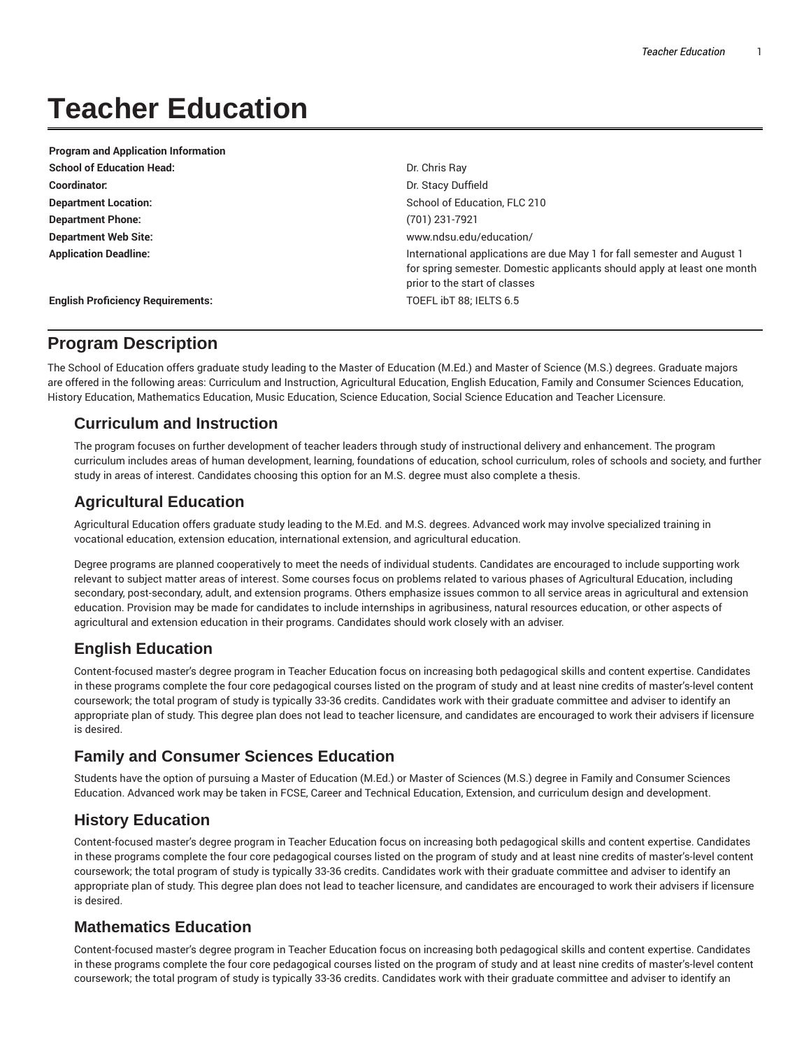# Teacher Education

| Program and Application Information | |
|---|---|
| **School of Education Head:** | Dr. Chris Ray |
| **Coordinator:** | Dr. Stacy Duffield |
| **Department Location:** | School of Education, FLC 210 |
| **Department Phone:** | (701) 231-7921 |
| **Department Web Site:** | www.ndsu.edu/education/ |
| **Application Deadline:** | International applications are due May 1 for fall semester and August 1 for spring semester. Domestic applicants should apply at least one month prior to the start of classes |
| **English Proficiency Requirements:** | TOEFL ibT 88; IELTS 6.5 |

## Program Description

The School of Education offers graduate study leading to the Master of Education (M.Ed.) and Master of Science (M.S.) degrees. Graduate majors are offered in the following areas: Curriculum and Instruction, Agricultural Education, English Education, Family and Consumer Sciences Education, History Education, Mathematics Education, Music Education, Science Education, Social Science Education and Teacher Licensure.

### Curriculum and Instruction

The program focuses on further development of teacher leaders through study of instructional delivery and enhancement. The program curriculum includes areas of human development, learning, foundations of education, school curriculum, roles of schools and society, and further study in areas of interest. Candidates choosing this option for an M.S. degree must also complete a thesis.

### Agricultural Education

Agricultural Education offers graduate study leading to the M.Ed. and M.S. degrees. Advanced work may involve specialized training in vocational education, extension education, international extension, and agricultural education.

Degree programs are planned cooperatively to meet the needs of individual students. Candidates are encouraged to include supporting work relevant to subject matter areas of interest. Some courses focus on problems related to various phases of Agricultural Education, including secondary, post-secondary, adult, and extension programs. Others emphasize issues common to all service areas in agricultural and extension education. Provision may be made for candidates to include internships in agribusiness, natural resources education, or other aspects of agricultural and extension education in their programs. Candidates should work closely with an adviser.

### English Education

Content-focused master's degree program in Teacher Education focus on increasing both pedagogical skills and content expertise. Candidates in these programs complete the four core pedagogical courses listed on the program of study and at least nine credits of master's-level content coursework; the total program of study is typically 33-36 credits. Candidates work with their graduate committee and adviser to identify an appropriate plan of study. This degree plan does not lead to teacher licensure, and candidates are encouraged to work their advisers if licensure is desired.

### Family and Consumer Sciences Education

Students have the option of pursuing a Master of Education (M.Ed.) or Master of Sciences (M.S.) degree in Family and Consumer Sciences Education. Advanced work may be taken in FCSE, Career and Technical Education, Extension, and curriculum design and development.

### History Education

Content-focused master's degree program in Teacher Education focus on increasing both pedagogical skills and content expertise. Candidates in these programs complete the four core pedagogical courses listed on the program of study and at least nine credits of master's-level content coursework; the total program of study is typically 33-36 credits. Candidates work with their graduate committee and adviser to identify an appropriate plan of study. This degree plan does not lead to teacher licensure, and candidates are encouraged to work their advisers if licensure is desired.

### Mathematics Education

Content-focused master's degree program in Teacher Education focus on increasing both pedagogical skills and content expertise. Candidates in these programs complete the four core pedagogical courses listed on the program of study and at least nine credits of master's-level content coursework; the total program of study is typically 33-36 credits. Candidates work with their graduate committee and adviser to identify an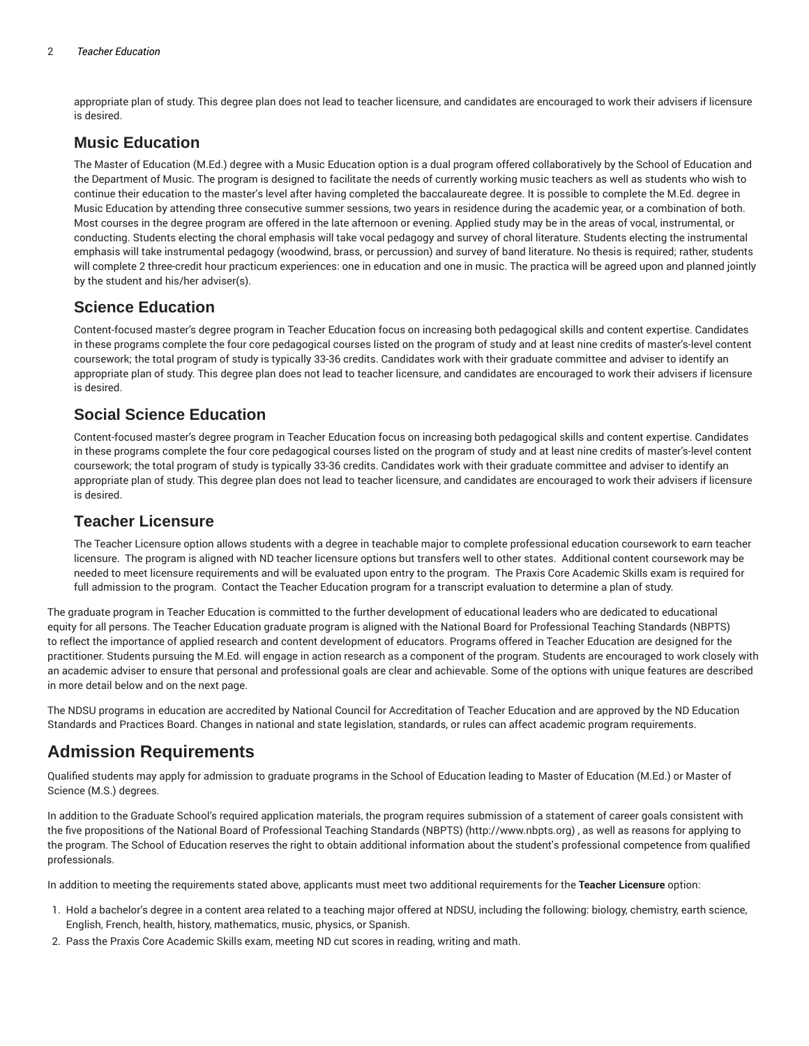appropriate plan of study. This degree plan does not lead to teacher licensure, and candidates are encouraged to work their advisers if licensure is desired.

### Music Education

The Master of Education (M.Ed.) degree with a Music Education option is a dual program offered collaboratively by the School of Education and the Department of Music. The program is designed to facilitate the needs of currently working music teachers as well as students who wish to continue their education to the master's level after having completed the baccalaureate degree. It is possible to complete the M.Ed. degree in Music Education by attending three consecutive summer sessions, two years in residence during the academic year, or a combination of both. Most courses in the degree program are offered in the late afternoon or evening. Applied study may be in the areas of vocal, instrumental, or conducting. Students electing the choral emphasis will take vocal pedagogy and survey of choral literature. Students electing the instrumental emphasis will take instrumental pedagogy (woodwind, brass, or percussion) and survey of band literature. No thesis is required; rather, students will complete 2 three-credit hour practicum experiences: one in education and one in music. The practica will be agreed upon and planned jointly by the student and his/her adviser(s).

### Science Education

Content-focused master's degree program in Teacher Education focus on increasing both pedagogical skills and content expertise. Candidates in these programs complete the four core pedagogical courses listed on the program of study and at least nine credits of master's-level content coursework; the total program of study is typically 33-36 credits. Candidates work with their graduate committee and adviser to identify an appropriate plan of study. This degree plan does not lead to teacher licensure, and candidates are encouraged to work their advisers if licensure is desired.

### Social Science Education

Content-focused master's degree program in Teacher Education focus on increasing both pedagogical skills and content expertise. Candidates in these programs complete the four core pedagogical courses listed on the program of study and at least nine credits of master's-level content coursework; the total program of study is typically 33-36 credits. Candidates work with their graduate committee and adviser to identify an appropriate plan of study. This degree plan does not lead to teacher licensure, and candidates are encouraged to work their advisers if licensure is desired.

### Teacher Licensure

The Teacher Licensure option allows students with a degree in teachable major to complete professional education coursework to earn teacher licensure. The program is aligned with ND teacher licensure options but transfers well to other states. Additional content coursework may be needed to meet licensure requirements and will be evaluated upon entry to the program. The Praxis Core Academic Skills exam is required for full admission to the program. Contact the Teacher Education program for a transcript evaluation to determine a plan of study.

The graduate program in Teacher Education is committed to the further development of educational leaders who are dedicated to educational equity for all persons. The Teacher Education graduate program is aligned with the National Board for Professional Teaching Standards (NBPTS) to reflect the importance of applied research and content development of educators. Programs offered in Teacher Education are designed for the practitioner. Students pursuing the M.Ed. will engage in action research as a component of the program. Students are encouraged to work closely with an academic adviser to ensure that personal and professional goals are clear and achievable. Some of the options with unique features are described in more detail below and on the next page.

The NDSU programs in education are accredited by National Council for Accreditation of Teacher Education and are approved by the ND Education Standards and Practices Board. Changes in national and state legislation, standards, or rules can affect academic program requirements.

## Admission Requirements

Qualified students may apply for admission to graduate programs in the School of Education leading to Master of Education (M.Ed.) or Master of Science (M.S.) degrees.

In addition to the Graduate School's required application materials, the program requires submission of a statement of career goals consistent with the five propositions of the National Board of Professional Teaching Standards (NBPTS) (http://www.nbpts.org) , as well as reasons for applying to the program. The School of Education reserves the right to obtain additional information about the student's professional competence from qualified professionals.

In addition to meeting the requirements stated above, applicants must meet two additional requirements for the **Teacher Licensure** option:

1. Hold a bachelor's degree in a content area related to a teaching major offered at NDSU, including the following: biology, chemistry, earth science, English, French, health, history, mathematics, music, physics, or Spanish.
2. Pass the Praxis Core Academic Skills exam, meeting ND cut scores in reading, writing and math.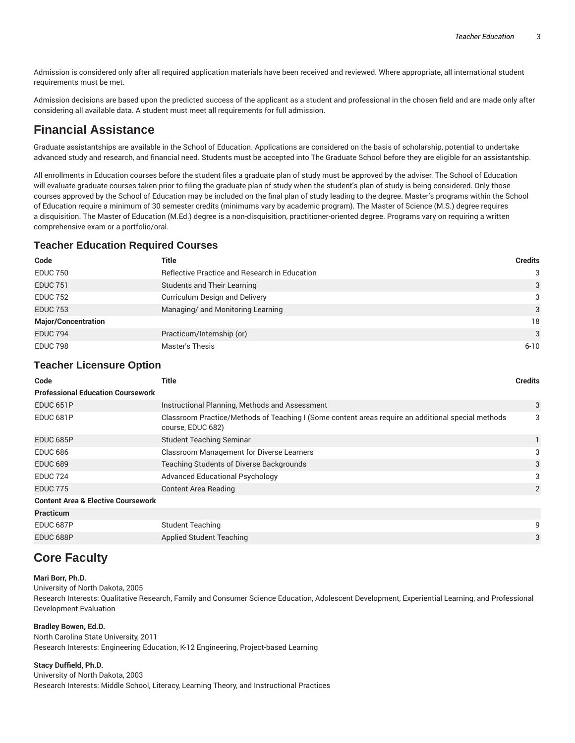Admission is considered only after all required application materials have been received and reviewed. Where appropriate, all international student requirements must be met.

Admission decisions are based upon the predicted success of the applicant as a student and professional in the chosen field and are made only after considering all available data. A student must meet all requirements for full admission.

## Financial Assistance

Graduate assistantships are available in the School of Education. Applications are considered on the basis of scholarship, potential to undertake advanced study and research, and financial need. Students must be accepted into The Graduate School before they are eligible for an assistantship.

All enrollments in Education courses before the student files a graduate plan of study must be approved by the adviser. The School of Education will evaluate graduate courses taken prior to filing the graduate plan of study when the student's plan of study is being considered. Only those courses approved by the School of Education may be included on the final plan of study leading to the degree. Master's programs within the School of Education require a minimum of 30 semester credits (minimums vary by academic program). The Master of Science (M.S.) degree requires a disquisition. The Master of Education (M.Ed.) degree is a non-disquisition, practitioner-oriented degree. Programs vary on requiring a written comprehensive exam or a portfolio/oral.

### Teacher Education Required Courses

| Code | Title | Credits |
|---|---|---|
| EDUC 750 | Reflective Practice and Research in Education | 3 |
| EDUC 751 | Students and Their Learning | 3 |
| EDUC 752 | Curriculum Design and Delivery | 3 |
| EDUC 753 | Managing/ and Monitoring Learning | 3 |
| **Major/Concentration** | | 18 |
| EDUC 794 | Practicum/Internship (or) | 3 |
| EDUC 798 | Master's Thesis | 6-10 |

### Teacher Licensure Option

| Code | Title | Credits |
|---|---|---|
| **Professional Education Coursework** | | |
| EDUC 651P | Instructional Planning, Methods and Assessment | 3 |
| EDUC 681P | Classroom Practice/Methods of Teaching I (Some content areas require an additional special methods course, EDUC 682) | 3 |
| EDUC 685P | Student Teaching Seminar | 1 |
| EDUC 686 | Classroom Management for Diverse Learners | 3 |
| EDUC 689 | Teaching Students of Diverse Backgrounds | 3 |
| EDUC 724 | Advanced Educational Psychology | 3 |
| EDUC 775 | Content Area Reading | 2 |
| **Content Area & Elective Coursework** | | |
| **Practicum** | | |
| EDUC 687P | Student Teaching | 9 |
| EDUC 688P | Applied Student Teaching | 3 |

## Core Faculty

**Mari Borr, Ph.D.**
University of North Dakota, 2005
Research Interests: Qualitative Research, Family and Consumer Science Education, Adolescent Development, Experiential Learning, and Professional Development Evaluation

**Bradley Bowen, Ed.D.**
North Carolina State University, 2011
Research Interests: Engineering Education, K-12 Engineering, Project-based Learning

**Stacy Duffield, Ph.D.**
University of North Dakota, 2003
Research Interests: Middle School, Literacy, Learning Theory, and Instructional Practices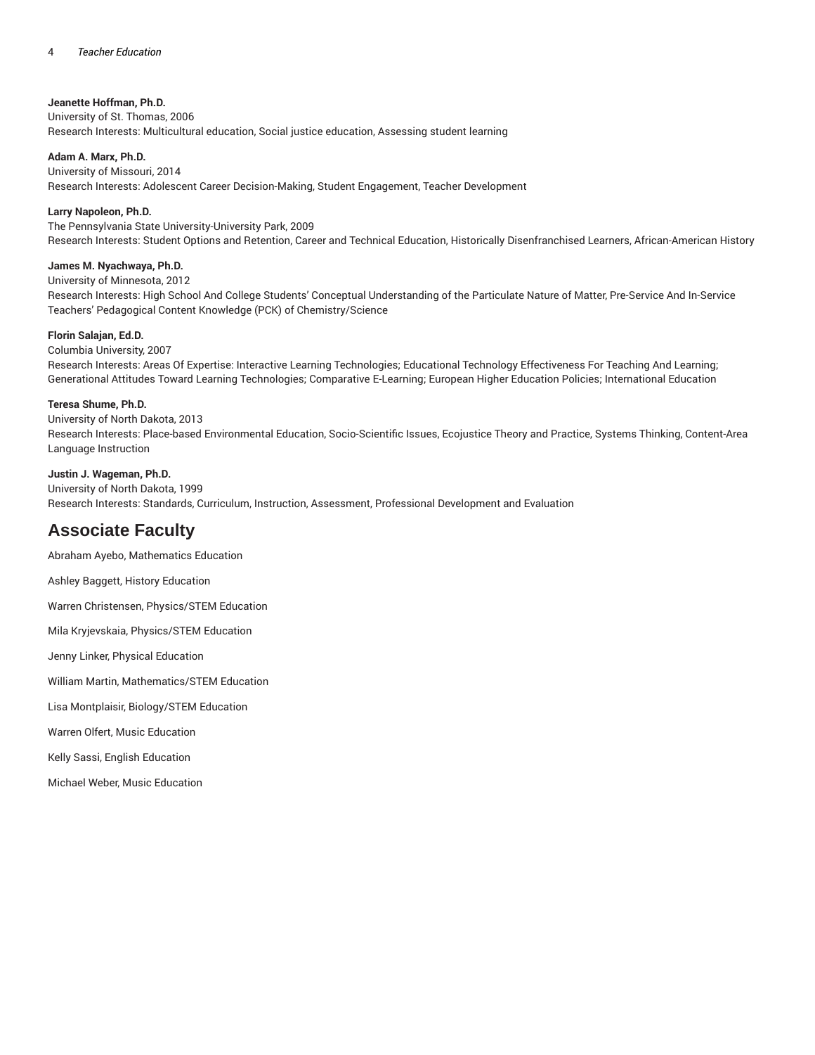**Jeanette Hoffman, Ph.D.**
University of St. Thomas, 2006
Research Interests: Multicultural education, Social justice education, Assessing student learning

**Adam A. Marx, Ph.D.**
University of Missouri, 2014
Research Interests: Adolescent Career Decision-Making, Student Engagement, Teacher Development

**Larry Napoleon, Ph.D.**
The Pennsylvania State University-University Park, 2009
Research Interests: Student Options and Retention, Career and Technical Education, Historically Disenfranchised Learners, African-American History

**James M. Nyachwaya, Ph.D.**
University of Minnesota, 2012
Research Interests: High School And College Students' Conceptual Understanding of the Particulate Nature of Matter, Pre-Service And In-Service Teachers' Pedagogical Content Knowledge (PCK) of Chemistry/Science

**Florin Salajan, Ed.D.**
Columbia University, 2007
Research Interests: Areas Of Expertise: Interactive Learning Technologies; Educational Technology Effectiveness For Teaching And Learning; Generational Attitudes Toward Learning Technologies; Comparative E-Learning; European Higher Education Policies; International Education

**Teresa Shume, Ph.D.**
University of North Dakota, 2013
Research Interests: Place-based Environmental Education, Socio-Scientific Issues, Ecojustice Theory and Practice, Systems Thinking, Content-Area Language Instruction

**Justin J. Wageman, Ph.D.**
University of North Dakota, 1999
Research Interests: Standards, Curriculum, Instruction, Assessment, Professional Development and Evaluation

## Associate Faculty

Abraham Ayebo, Mathematics Education

Ashley Baggett, History Education

Warren Christensen, Physics/STEM Education

Mila Kryjevskaia, Physics/STEM Education

Jenny Linker, Physical Education

William Martin, Mathematics/STEM Education

Lisa Montplaisir, Biology/STEM Education

Warren Olfert, Music Education

Kelly Sassi, English Education

Michael Weber, Music Education